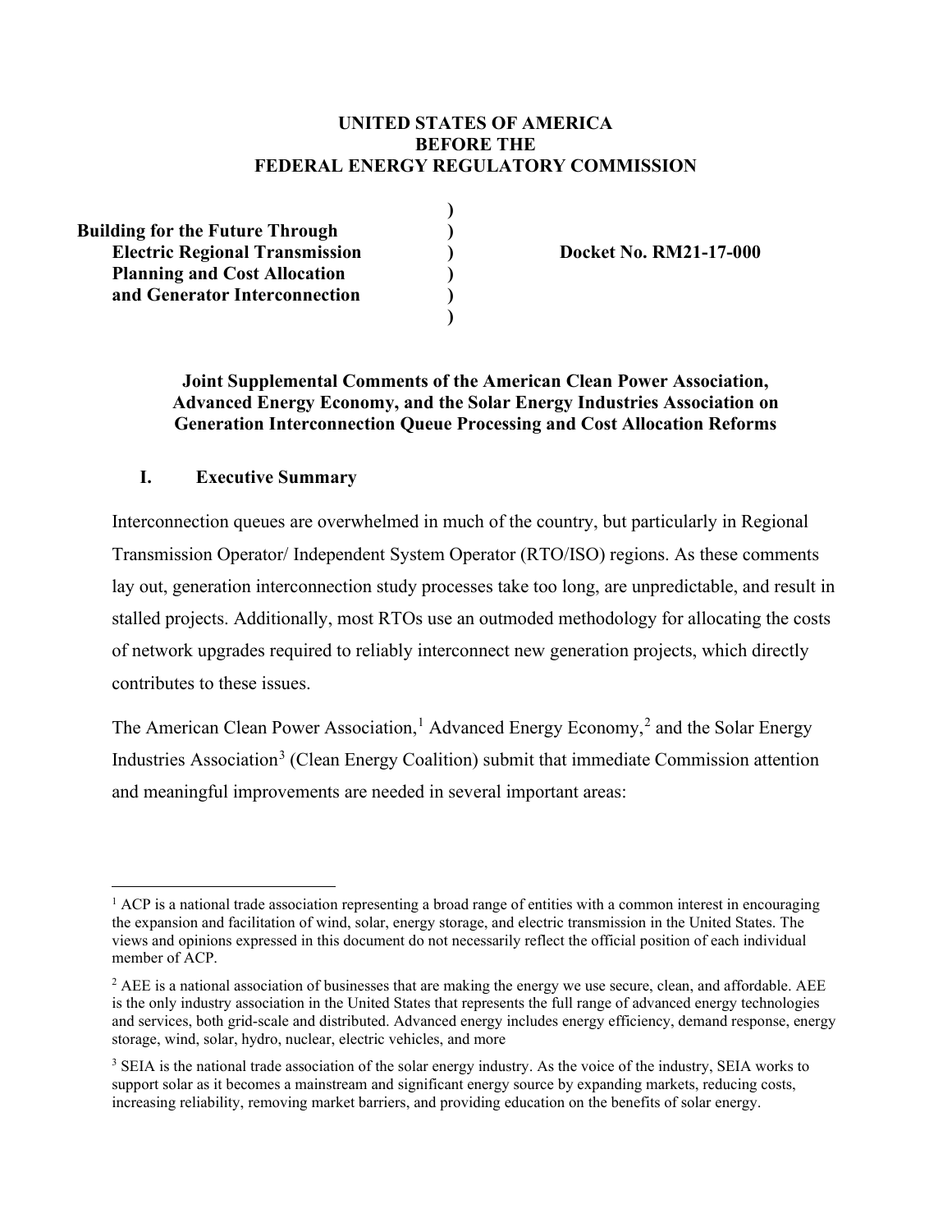**UNITED STATES OF AMERICA**
**BEFORE THE**
**FEDERAL ENERGY REGULATORY COMMISSION**

| | | |
|---|---|---|
| **Building for the Future Through Electric Regional Transmission Planning and Cost Allocation and Generator Interconnection** | ) | **Docket No. RM21-17-000** |

**Joint Supplemental Comments of the American Clean Power Association, Advanced Energy Economy, and the Solar Energy Industries Association on Generation Interconnection Queue Processing and Cost Allocation Reforms**

## I. Executive Summary

Interconnection queues are overwhelmed in much of the country, but particularly in Regional Transmission Operator/ Independent System Operator (RTO/ISO) regions. As these comments lay out, generation interconnection study processes take too long, are unpredictable, and result in stalled projects. Additionally, most RTOs use an outmoded methodology for allocating the costs of network upgrades required to reliably interconnect new generation projects, which directly contributes to these issues.

The American Clean Power Association,[1] Advanced Energy Economy,[2] and the Solar Energy Industries Association[3] (Clean Energy Coalition) submit that immediate Commission attention and meaningful improvements are needed in several important areas:

---

[1] ACP is a national trade association representing a broad range of entities with a common interest in encouraging the expansion and facilitation of wind, solar, energy storage, and electric transmission in the United States. The views and opinions expressed in this document do not necessarily reflect the official position of each individual member of ACP.

[2] AEE is a national association of businesses that are making the energy we use secure, clean, and affordable. AEE is the only industry association in the United States that represents the full range of advanced energy technologies and services, both grid-scale and distributed. Advanced energy includes energy efficiency, demand response, energy storage, wind, solar, hydro, nuclear, electric vehicles, and more

[3] SEIA is the national trade association of the solar energy industry. As the voice of the industry, SEIA works to support solar as it becomes a mainstream and significant energy source by expanding markets, reducing costs, increasing reliability, removing market barriers, and providing education on the benefits of solar energy.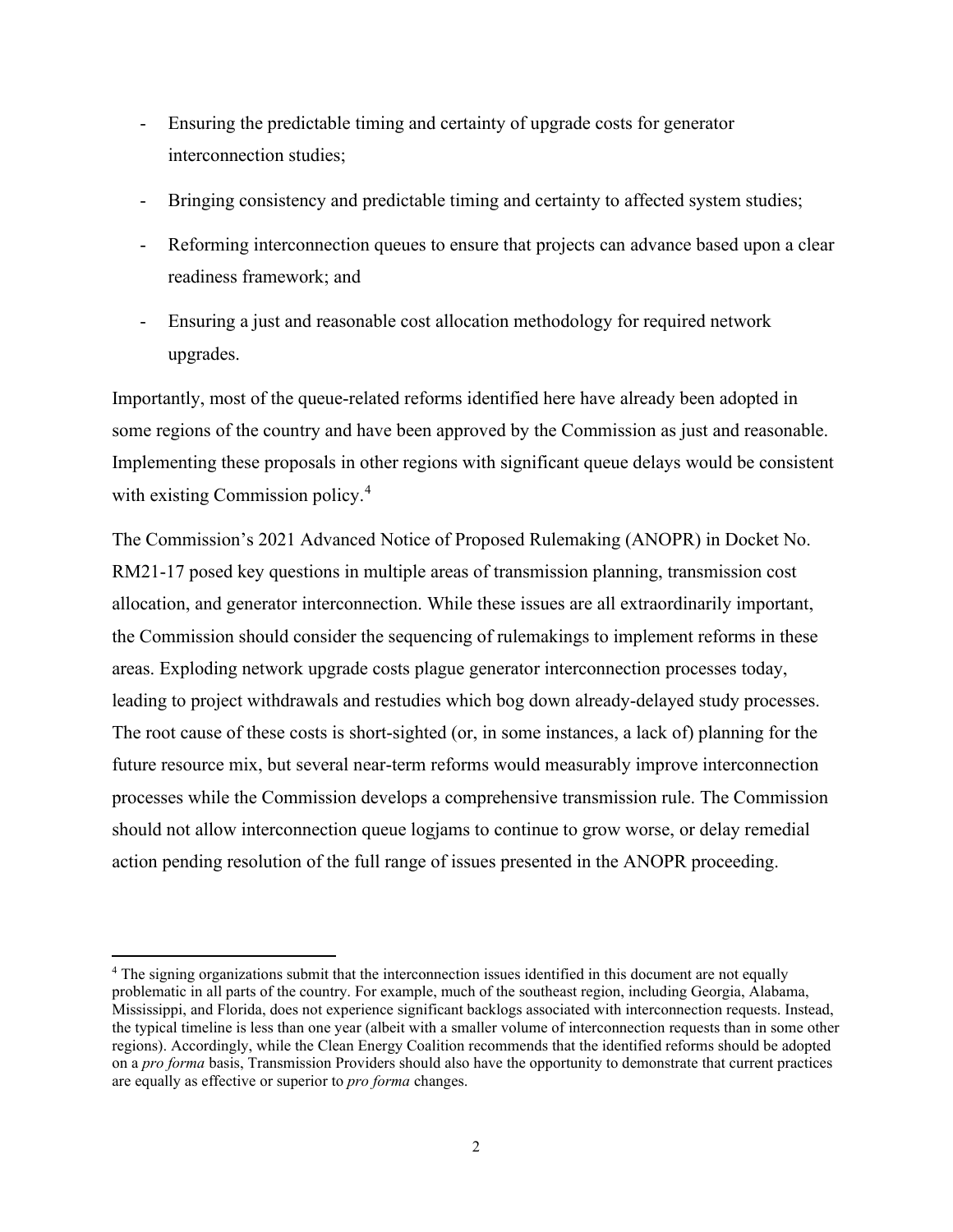- Ensuring the predictable timing and certainty of upgrade costs for generator interconnection studies;
- Bringing consistency and predictable timing and certainty to affected system studies;
- Reforming interconnection queues to ensure that projects can advance based upon a clear readiness framework; and
- Ensuring a just and reasonable cost allocation methodology for required network upgrades.

Importantly, most of the queue-related reforms identified here have already been adopted in some regions of the country and have been approved by the Commission as just and reasonable. Implementing these proposals in other regions with significant queue delays would be consistent with existing Commission policy.[4]

The Commission's 2021 Advanced Notice of Proposed Rulemaking (ANOPR) in Docket No. RM21-17 posed key questions in multiple areas of transmission planning, transmission cost allocation, and generator interconnection. While these issues are all extraordinarily important, the Commission should consider the sequencing of rulemakings to implement reforms in these areas. Exploding network upgrade costs plague generator interconnection processes today, leading to project withdrawals and restudies which bog down already-delayed study processes. The root cause of these costs is short-sighted (or, in some instances, a lack of) planning for the future resource mix, but several near-term reforms would measurably improve interconnection processes while the Commission develops a comprehensive transmission rule. The Commission should not allow interconnection queue logjams to continue to grow worse, or delay remedial action pending resolution of the full range of issues presented in the ANOPR proceeding.

[4] The signing organizations submit that the interconnection issues identified in this document are not equally problematic in all parts of the country. For example, much of the southeast region, including Georgia, Alabama, Mississippi, and Florida, does not experience significant backlogs associated with interconnection requests. Instead, the typical timeline is less than one year (albeit with a smaller volume of interconnection requests than in some other regions). Accordingly, while the Clean Energy Coalition recommends that the identified reforms should be adopted on a *pro forma* basis, Transmission Providers should also have the opportunity to demonstrate that current practices are equally as effective or superior to *pro forma* changes.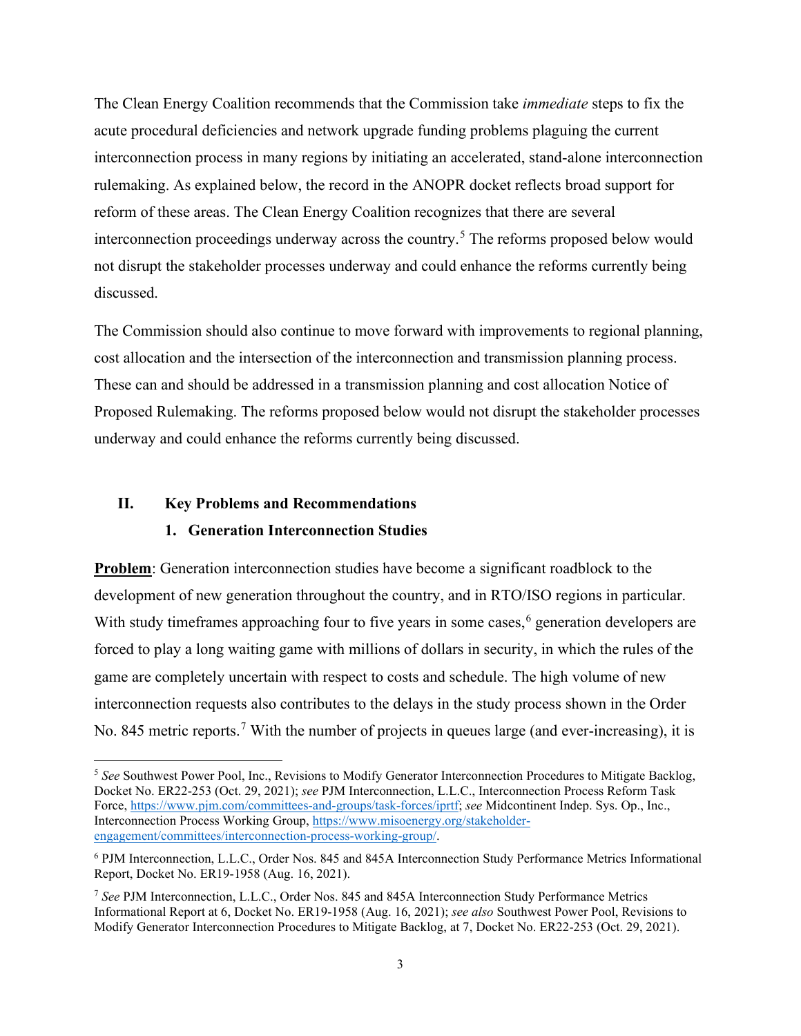The Clean Energy Coalition recommends that the Commission take *immediate* steps to fix the acute procedural deficiencies and network upgrade funding problems plaguing the current interconnection process in many regions by initiating an accelerated, stand-alone interconnection rulemaking. As explained below, the record in the ANOPR docket reflects broad support for reform of these areas. The Clean Energy Coalition recognizes that there are several interconnection proceedings underway across the country.[5] The reforms proposed below would not disrupt the stakeholder processes underway and could enhance the reforms currently being discussed.

The Commission should also continue to move forward with improvements to regional planning, cost allocation and the intersection of the interconnection and transmission planning process. These can and should be addressed in a transmission planning and cost allocation Notice of Proposed Rulemaking. The reforms proposed below would not disrupt the stakeholder processes underway and could enhance the reforms currently being discussed.

## II. Key Problems and Recommendations

### 1. Generation Interconnection Studies

**Problem**: Generation interconnection studies have become a significant roadblock to the development of new generation throughout the country, and in RTO/ISO regions in particular. With study timeframes approaching four to five years in some cases,[6] generation developers are forced to play a long waiting game with millions of dollars in security, in which the rules of the game are completely uncertain with respect to costs and schedule. The high volume of new interconnection requests also contributes to the delays in the study process shown in the Order No. 845 metric reports.[7] With the number of projects in queues large (and ever-increasing), it is

---

[5] *See* Southwest Power Pool, Inc., Revisions to Modify Generator Interconnection Procedures to Mitigate Backlog, Docket No. ER22-253 (Oct. 29, 2021); *see* PJM Interconnection, L.L.C., Interconnection Process Reform Task Force, https://www.pjm.com/committees-and-groups/task-forces/iprtf; *see* Midcontinent Indep. Sys. Op., Inc., Interconnection Process Working Group, https://www.misoenergy.org/stakeholder-engagement/committees/interconnection-process-working-group/.

[6] PJM Interconnection, L.L.C., Order Nos. 845 and 845A Interconnection Study Performance Metrics Informational Report, Docket No. ER19-1958 (Aug. 16, 2021).

[7] *See* PJM Interconnection, L.L.C., Order Nos. 845 and 845A Interconnection Study Performance Metrics Informational Report at 6, Docket No. ER19-1958 (Aug. 16, 2021); *see also* Southwest Power Pool, Revisions to Modify Generator Interconnection Procedures to Mitigate Backlog, at 7, Docket No. ER22-253 (Oct. 29, 2021).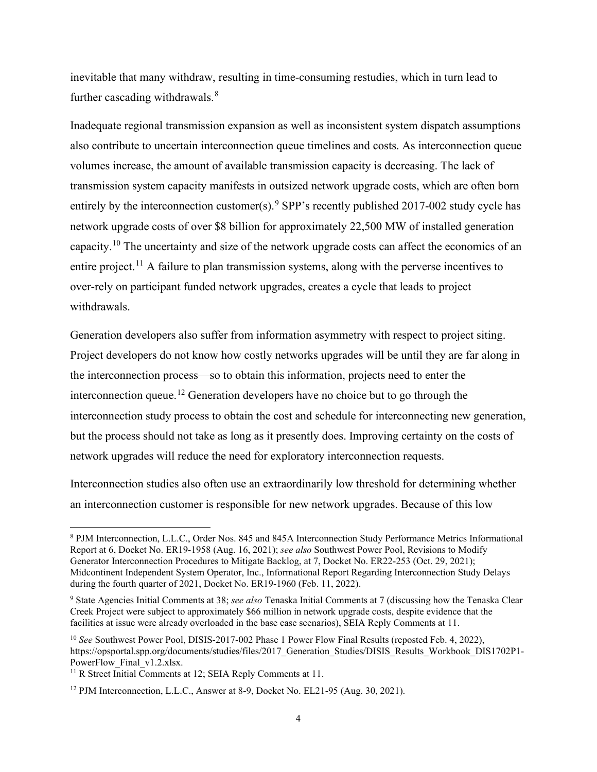inevitable that many withdraw, resulting in time-consuming restudies, which in turn lead to further cascading withdrawals.[8]

Inadequate regional transmission expansion as well as inconsistent system dispatch assumptions also contribute to uncertain interconnection queue timelines and costs. As interconnection queue volumes increase, the amount of available transmission capacity is decreasing. The lack of transmission system capacity manifests in outsized network upgrade costs, which are often born entirely by the interconnection customer(s).[9] SPP's recently published 2017-002 study cycle has network upgrade costs of over $8 billion for approximately 22,500 MW of installed generation capacity.[10] The uncertainty and size of the network upgrade costs can affect the economics of an entire project.[11] A failure to plan transmission systems, along with the perverse incentives to over-rely on participant funded network upgrades, creates a cycle that leads to project withdrawals.

Generation developers also suffer from information asymmetry with respect to project siting. Project developers do not know how costly networks upgrades will be until they are far along in the interconnection process—so to obtain this information, projects need to enter the interconnection queue.[12] Generation developers have no choice but to go through the interconnection study process to obtain the cost and schedule for interconnecting new generation, but the process should not take as long as it presently does. Improving certainty on the costs of network upgrades will reduce the need for exploratory interconnection requests.

Interconnection studies also often use an extraordinarily low threshold for determining whether an interconnection customer is responsible for new network upgrades. Because of this low

---

[8] PJM Interconnection, L.L.C., Order Nos. 845 and 845A Interconnection Study Performance Metrics Informational Report at 6, Docket No. ER19-1958 (Aug. 16, 2021); *see also* Southwest Power Pool, Revisions to Modify Generator Interconnection Procedures to Mitigate Backlog, at 7, Docket No. ER22-253 (Oct. 29, 2021); Midcontinent Independent System Operator, Inc., Informational Report Regarding Interconnection Study Delays during the fourth quarter of 2021, Docket No. ER19-1960 (Feb. 11, 2022).

[9] State Agencies Initial Comments at 38; *see also* Tenaska Initial Comments at 7 (discussing how the Tenaska Clear Creek Project were subject to approximately $66 million in network upgrade costs, despite evidence that the facilities at issue were already overloaded in the base case scenarios), SEIA Reply Comments at 11.

[10] *See* Southwest Power Pool, DISIS-2017-002 Phase 1 Power Flow Final Results (reposted Feb. 4, 2022), https://opsportal.spp.org/documents/studies/files/2017_Generation_Studies/DISIS_Results_Workbook_DIS1702P1-PowerFlow_Final_v1.2.xlsx.

[11] R Street Initial Comments at 12; SEIA Reply Comments at 11.

[12] PJM Interconnection, L.L.C., Answer at 8-9, Docket No. EL21-95 (Aug. 30, 2021).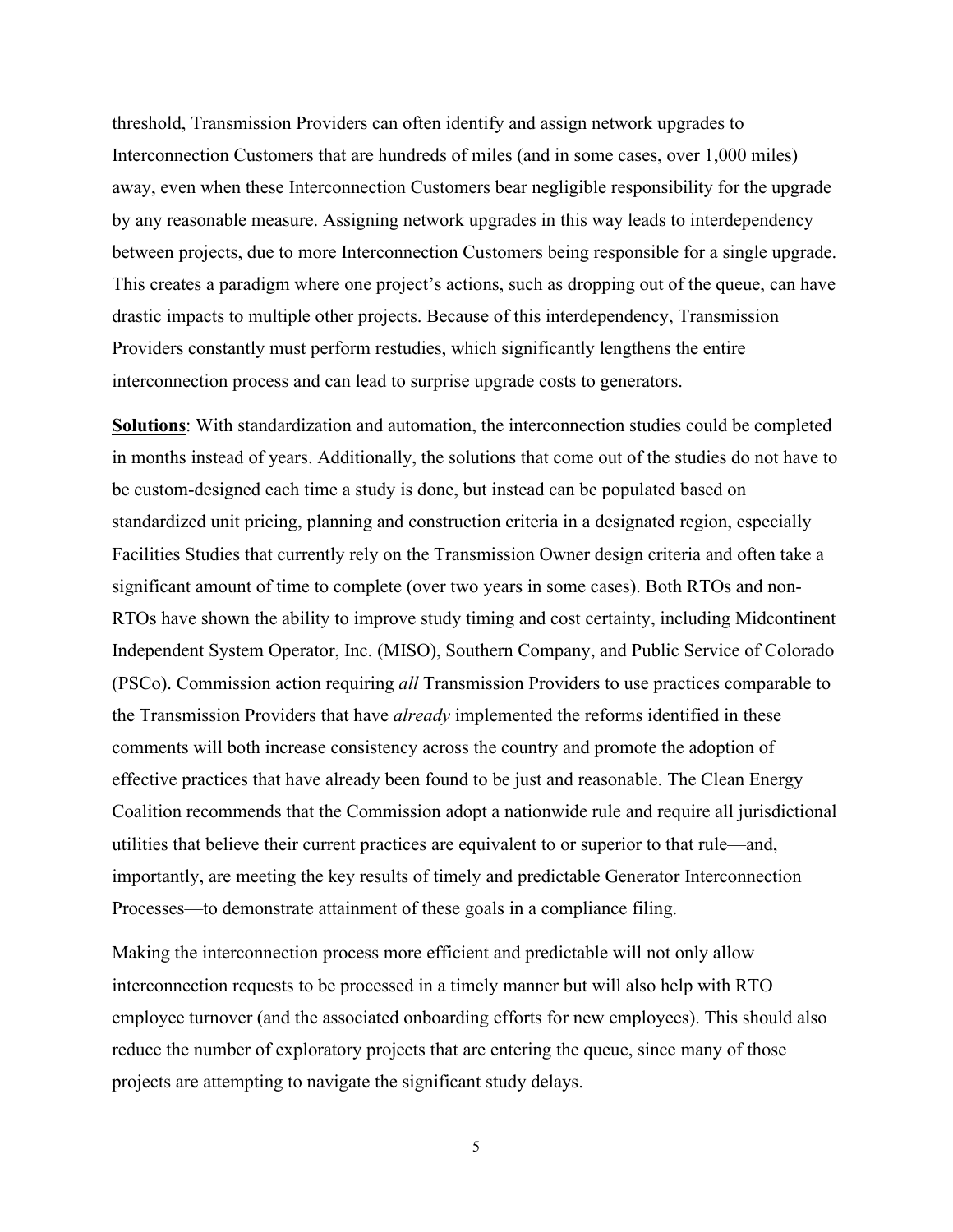threshold, Transmission Providers can often identify and assign network upgrades to Interconnection Customers that are hundreds of miles (and in some cases, over 1,000 miles) away, even when these Interconnection Customers bear negligible responsibility for the upgrade by any reasonable measure. Assigning network upgrades in this way leads to interdependency between projects, due to more Interconnection Customers being responsible for a single upgrade. This creates a paradigm where one project's actions, such as dropping out of the queue, can have drastic impacts to multiple other projects. Because of this interdependency, Transmission Providers constantly must perform restudies, which significantly lengthens the entire interconnection process and can lead to surprise upgrade costs to generators.

**Solutions**: With standardization and automation, the interconnection studies could be completed in months instead of years. Additionally, the solutions that come out of the studies do not have to be custom-designed each time a study is done, but instead can be populated based on standardized unit pricing, planning and construction criteria in a designated region, especially Facilities Studies that currently rely on the Transmission Owner design criteria and often take a significant amount of time to complete (over two years in some cases). Both RTOs and non-RTOs have shown the ability to improve study timing and cost certainty, including Midcontinent Independent System Operator, Inc. (MISO), Southern Company, and Public Service of Colorado (PSCo). Commission action requiring *all* Transmission Providers to use practices comparable to the Transmission Providers that have *already* implemented the reforms identified in these comments will both increase consistency across the country and promote the adoption of effective practices that have already been found to be just and reasonable. The Clean Energy Coalition recommends that the Commission adopt a nationwide rule and require all jurisdictional utilities that believe their current practices are equivalent to or superior to that rule—and, importantly, are meeting the key results of timely and predictable Generator Interconnection Processes—to demonstrate attainment of these goals in a compliance filing.

Making the interconnection process more efficient and predictable will not only allow interconnection requests to be processed in a timely manner but will also help with RTO employee turnover (and the associated onboarding efforts for new employees). This should also reduce the number of exploratory projects that are entering the queue, since many of those projects are attempting to navigate the significant study delays.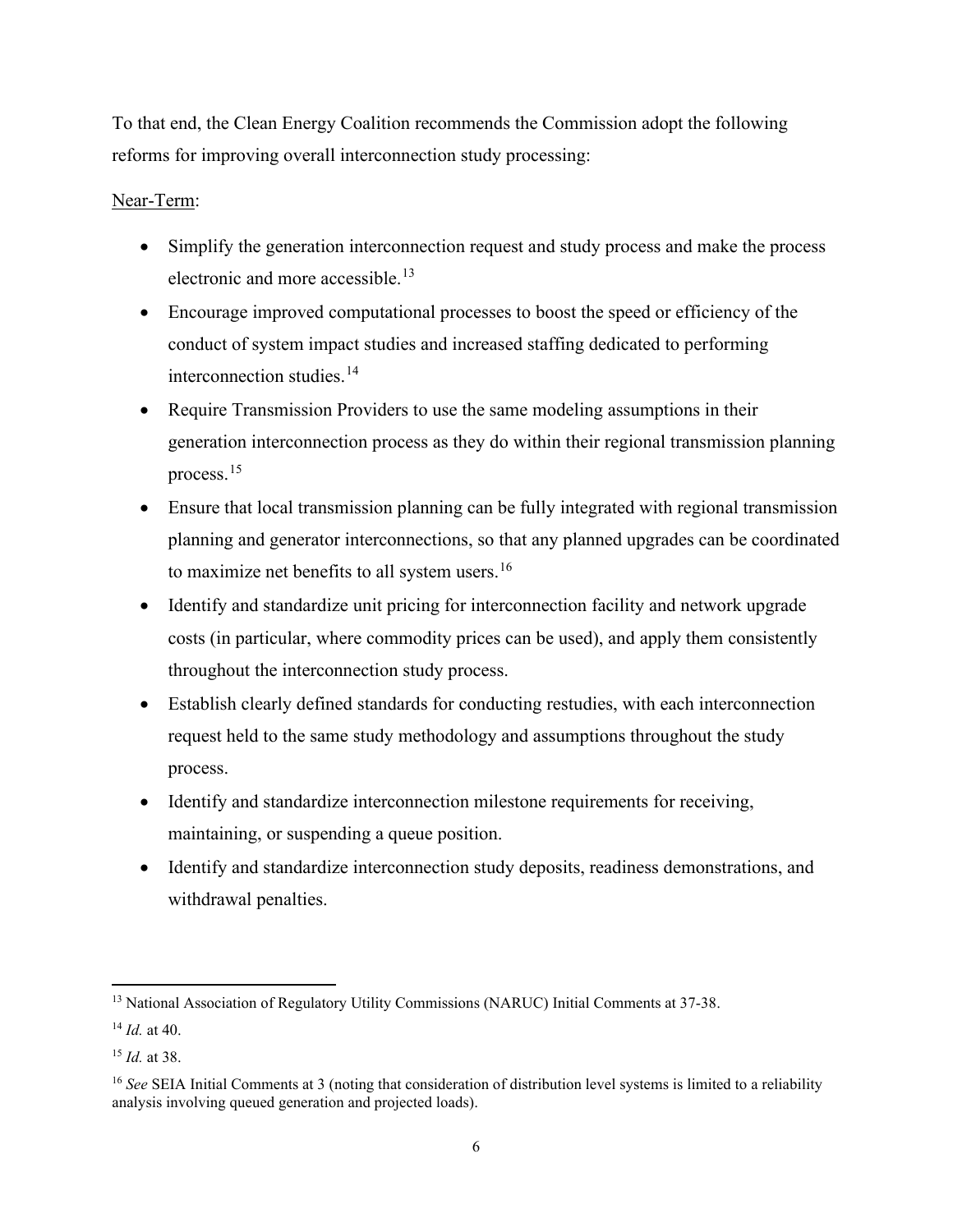To that end, the Clean Energy Coalition recommends the Commission adopt the following reforms for improving overall interconnection study processing:

Near-Term:

- Simplify the generation interconnection request and study process and make the process electronic and more accessible.[13]
- Encourage improved computational processes to boost the speed or efficiency of the conduct of system impact studies and increased staffing dedicated to performing interconnection studies.[14]
- Require Transmission Providers to use the same modeling assumptions in their generation interconnection process as they do within their regional transmission planning process.[15]
- Ensure that local transmission planning can be fully integrated with regional transmission planning and generator interconnections, so that any planned upgrades can be coordinated to maximize net benefits to all system users.[16]
- Identify and standardize unit pricing for interconnection facility and network upgrade costs (in particular, where commodity prices can be used), and apply them consistently throughout the interconnection study process.
- Establish clearly defined standards for conducting restudies, with each interconnection request held to the same study methodology and assumptions throughout the study process.
- Identify and standardize interconnection milestone requirements for receiving, maintaining, or suspending a queue position.
- Identify and standardize interconnection study deposits, readiness demonstrations, and withdrawal penalties.

---

[13] National Association of Regulatory Utility Commissions (NARUC) Initial Comments at 37-38.

[14] *Id.* at 40.

[15] *Id.* at 38.

[16] *See* SEIA Initial Comments at 3 (noting that consideration of distribution level systems is limited to a reliability analysis involving queued generation and projected loads).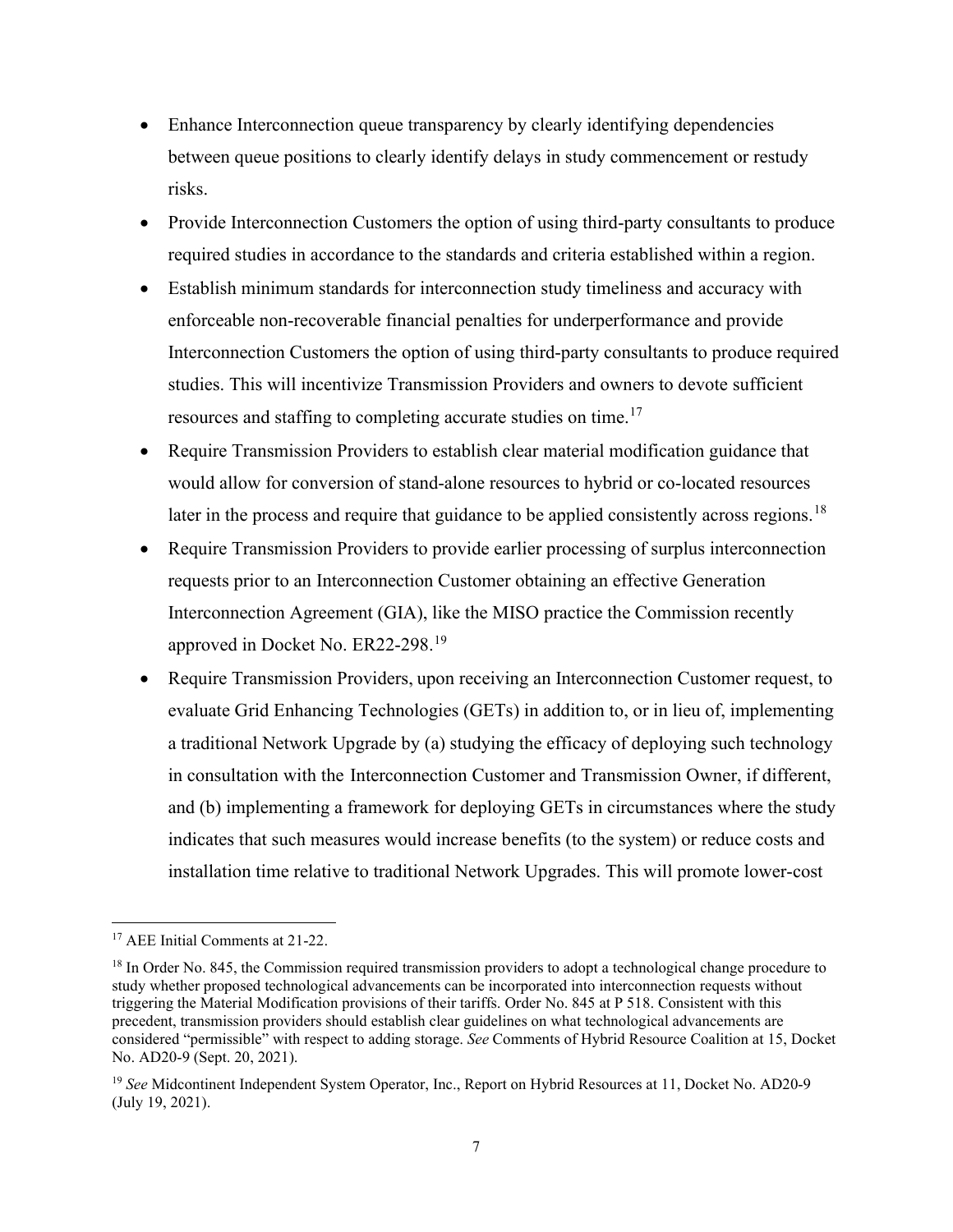- Enhance Interconnection queue transparency by clearly identifying dependencies between queue positions to clearly identify delays in study commencement or restudy risks.
- Provide Interconnection Customers the option of using third-party consultants to produce required studies in accordance to the standards and criteria established within a region.
- Establish minimum standards for interconnection study timeliness and accuracy with enforceable non-recoverable financial penalties for underperformance and provide Interconnection Customers the option of using third-party consultants to produce required studies. This will incentivize Transmission Providers and owners to devote sufficient resources and staffing to completing accurate studies on time.[17]
- Require Transmission Providers to establish clear material modification guidance that would allow for conversion of stand-alone resources to hybrid or co-located resources later in the process and require that guidance to be applied consistently across regions.[18]
- Require Transmission Providers to provide earlier processing of surplus interconnection requests prior to an Interconnection Customer obtaining an effective Generation Interconnection Agreement (GIA), like the MISO practice the Commission recently approved in Docket No. ER22-298.[19]
- Require Transmission Providers, upon receiving an Interconnection Customer request, to evaluate Grid Enhancing Technologies (GETs) in addition to, or in lieu of, implementing a traditional Network Upgrade by (a) studying the efficacy of deploying such technology in consultation with the Interconnection Customer and Transmission Owner, if different, and (b) implementing a framework for deploying GETs in circumstances where the study indicates that such measures would increase benefits (to the system) or reduce costs and installation time relative to traditional Network Upgrades. This will promote lower-cost

---

[17] AEE Initial Comments at 21-22.

[18] In Order No. 845, the Commission required transmission providers to adopt a technological change procedure to study whether proposed technological advancements can be incorporated into interconnection requests without triggering the Material Modification provisions of their tariffs. Order No. 845 at P 518. Consistent with this precedent, transmission providers should establish clear guidelines on what technological advancements are considered "permissible" with respect to adding storage. *See* Comments of Hybrid Resource Coalition at 15, Docket No. AD20-9 (Sept. 20, 2021).

[19] *See* Midcontinent Independent System Operator, Inc., Report on Hybrid Resources at 11, Docket No. AD20-9 (July 19, 2021).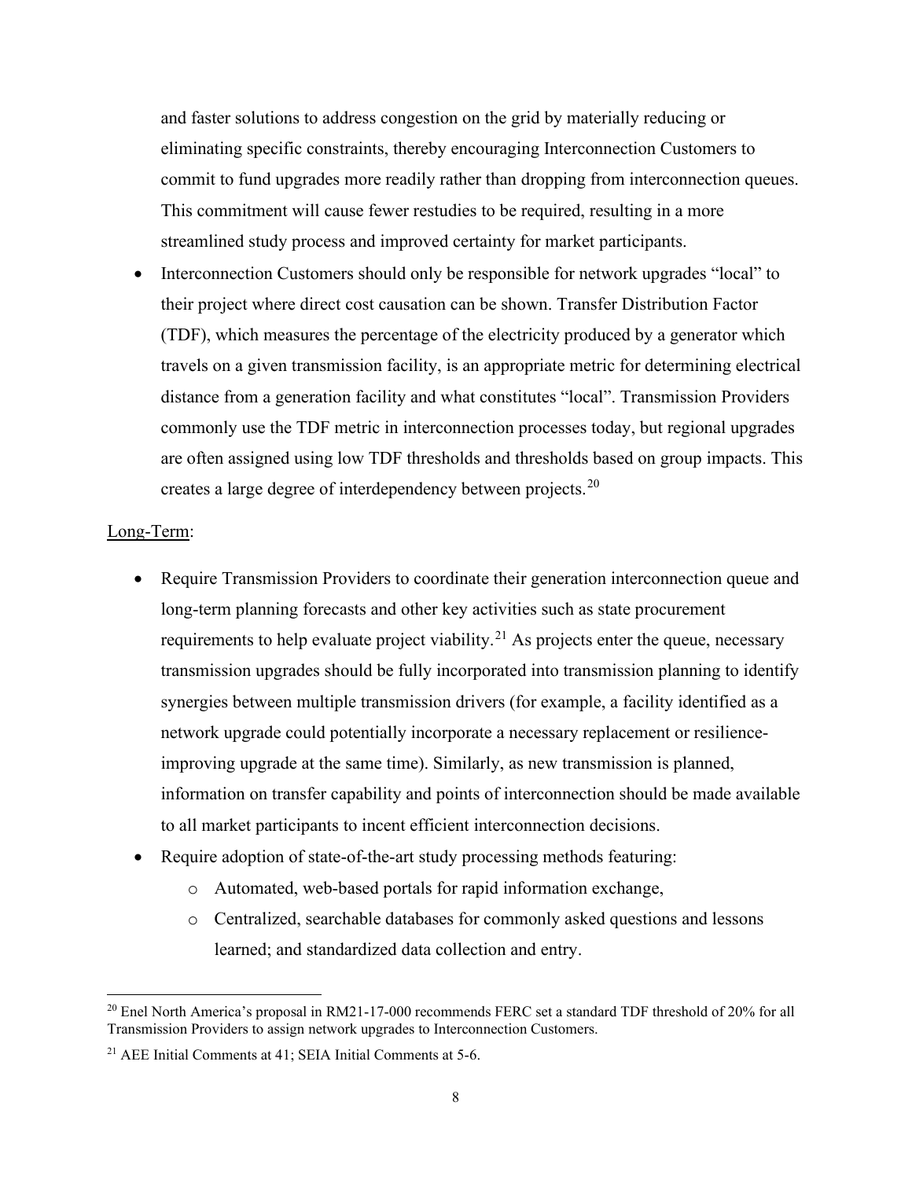and faster solutions to address congestion on the grid by materially reducing or eliminating specific constraints, thereby encouraging Interconnection Customers to commit to fund upgrades more readily rather than dropping from interconnection queues. This commitment will cause fewer restudies to be required, resulting in a more streamlined study process and improved certainty for market participants.

- Interconnection Customers should only be responsible for network upgrades "local" to their project where direct cost causation can be shown. Transfer Distribution Factor (TDF), which measures the percentage of the electricity produced by a generator which travels on a given transmission facility, is an appropriate metric for determining electrical distance from a generation facility and what constitutes "local". Transmission Providers commonly use the TDF metric in interconnection processes today, but regional upgrades are often assigned using low TDF thresholds and thresholds based on group impacts. This creates a large degree of interdependency between projects.[20]

<u>Long-Term</u>:

- Require Transmission Providers to coordinate their generation interconnection queue and long-term planning forecasts and other key activities such as state procurement requirements to help evaluate project viability.[21] As projects enter the queue, necessary transmission upgrades should be fully incorporated into transmission planning to identify synergies between multiple transmission drivers (for example, a facility identified as a network upgrade could potentially incorporate a necessary replacement or resilience-improving upgrade at the same time). Similarly, as new transmission is planned, information on transfer capability and points of interconnection should be made available to all market participants to incent efficient interconnection decisions.
- Require adoption of state-of-the-art study processing methods featuring:
  - Automated, web-based portals for rapid information exchange,
  - Centralized, searchable databases for commonly asked questions and lessons learned; and standardized data collection and entry.

---

[20] Enel North America's proposal in RM21-17-000 recommends FERC set a standard TDF threshold of 20% for all Transmission Providers to assign network upgrades to Interconnection Customers.

[21] AEE Initial Comments at 41; SEIA Initial Comments at 5-6.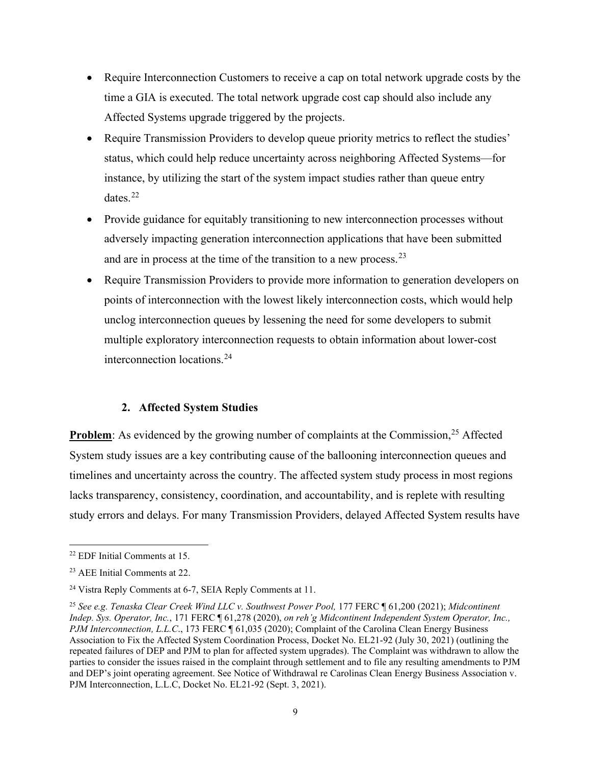- Require Interconnection Customers to receive a cap on total network upgrade costs by the time a GIA is executed. The total network upgrade cost cap should also include any Affected Systems upgrade triggered by the projects.
- Require Transmission Providers to develop queue priority metrics to reflect the studies' status, which could help reduce uncertainty across neighboring Affected Systems—for instance, by utilizing the start of the system impact studies rather than queue entry dates.[22]
- Provide guidance for equitably transitioning to new interconnection processes without adversely impacting generation interconnection applications that have been submitted and are in process at the time of the transition to a new process.[23]
- Require Transmission Providers to provide more information to generation developers on points of interconnection with the lowest likely interconnection costs, which would help unclog interconnection queues by lessening the need for some developers to submit multiple exploratory interconnection requests to obtain information about lower-cost interconnection locations.[24]

### 2. Affected System Studies

**Problem**: As evidenced by the growing number of complaints at the Commission,[25] Affected System study issues are a key contributing cause of the ballooning interconnection queues and timelines and uncertainty across the country. The affected system study process in most regions lacks transparency, consistency, coordination, and accountability, and is replete with resulting study errors and delays. For many Transmission Providers, delayed Affected System results have

---

[22] EDF Initial Comments at 15.

[23] AEE Initial Comments at 22.

[24] Vistra Reply Comments at 6-7, SEIA Reply Comments at 11.

[25] *See e.g. Tenaska Clear Creek Wind LLC v. Southwest Power Pool,* 177 FERC ¶ 61,200 (2021); *Midcontinent Indep. Sys. Operator, Inc.*, 171 FERC ¶ 61,278 (2020), *on reh'g Midcontinent Independent System Operator, Inc., PJM Interconnection, L.L.C*., 173 FERC ¶ 61,035 (2020); Complaint of the Carolina Clean Energy Business Association to Fix the Affected System Coordination Process, Docket No. EL21-92 (July 30, 2021) (outlining the repeated failures of DEP and PJM to plan for affected system upgrades). The Complaint was withdrawn to allow the parties to consider the issues raised in the complaint through settlement and to file any resulting amendments to PJM and DEP's joint operating agreement. See Notice of Withdrawal re Carolinas Clean Energy Business Association v. PJM Interconnection, L.L.C, Docket No. EL21-92 (Sept. 3, 2021).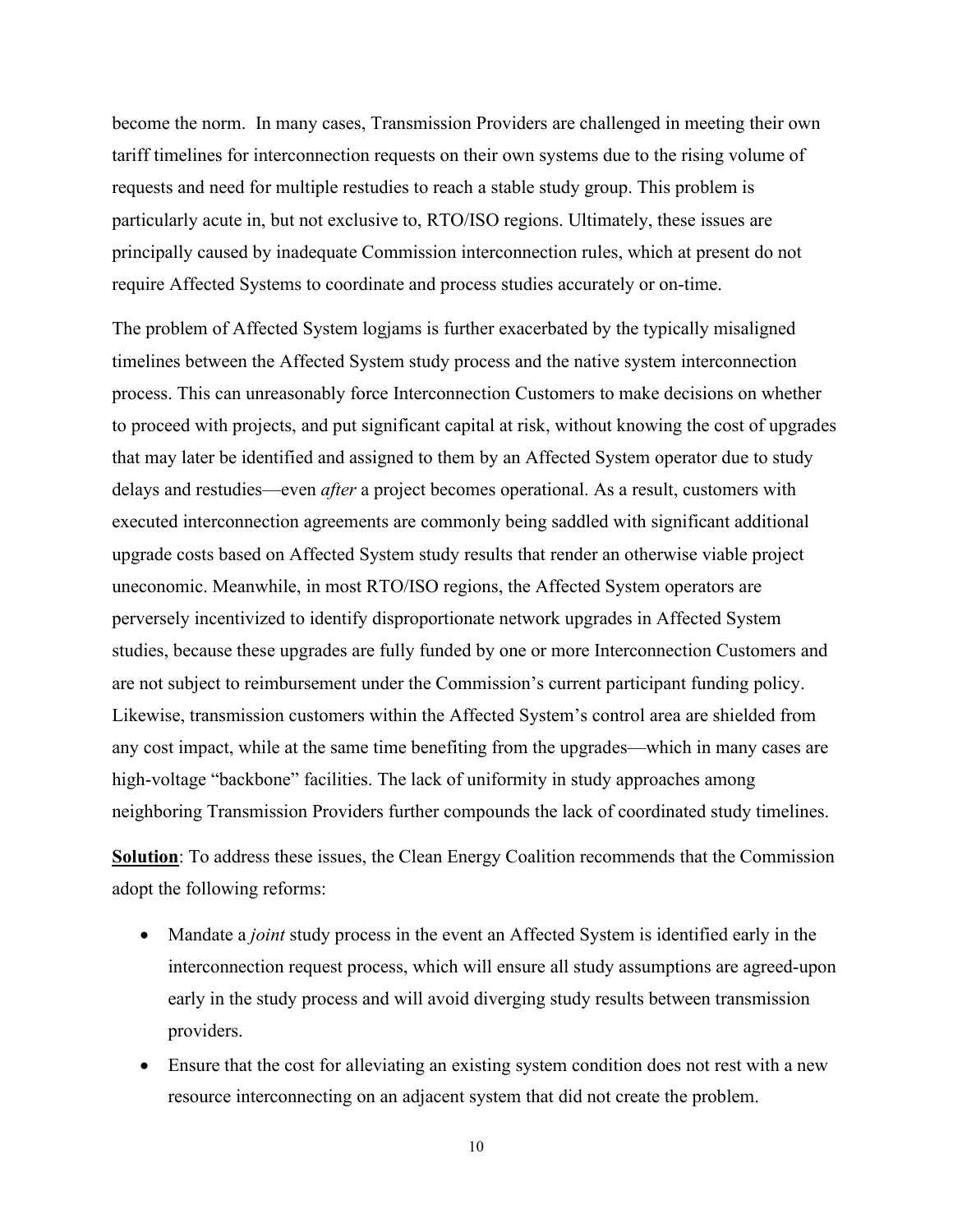become the norm. In many cases, Transmission Providers are challenged in meeting their own tariff timelines for interconnection requests on their own systems due to the rising volume of requests and need for multiple restudies to reach a stable study group. This problem is particularly acute in, but not exclusive to, RTO/ISO regions. Ultimately, these issues are principally caused by inadequate Commission interconnection rules, which at present do not require Affected Systems to coordinate and process studies accurately or on-time.

The problem of Affected System logjams is further exacerbated by the typically misaligned timelines between the Affected System study process and the native system interconnection process. This can unreasonably force Interconnection Customers to make decisions on whether to proceed with projects, and put significant capital at risk, without knowing the cost of upgrades that may later be identified and assigned to them by an Affected System operator due to study delays and restudies—even *after* a project becomes operational. As a result, customers with executed interconnection agreements are commonly being saddled with significant additional upgrade costs based on Affected System study results that render an otherwise viable project uneconomic. Meanwhile, in most RTO/ISO regions, the Affected System operators are perversely incentivized to identify disproportionate network upgrades in Affected System studies, because these upgrades are fully funded by one or more Interconnection Customers and are not subject to reimbursement under the Commission's current participant funding policy. Likewise, transmission customers within the Affected System's control area are shielded from any cost impact, while at the same time benefiting from the upgrades—which in many cases are high-voltage "backbone" facilities. The lack of uniformity in study approaches among neighboring Transmission Providers further compounds the lack of coordinated study timelines.

**Solution**: To address these issues, the Clean Energy Coalition recommends that the Commission adopt the following reforms:

- Mandate a *joint* study process in the event an Affected System is identified early in the interconnection request process, which will ensure all study assumptions are agreed-upon early in the study process and will avoid diverging study results between transmission providers.
- Ensure that the cost for alleviating an existing system condition does not rest with a new resource interconnecting on an adjacent system that did not create the problem.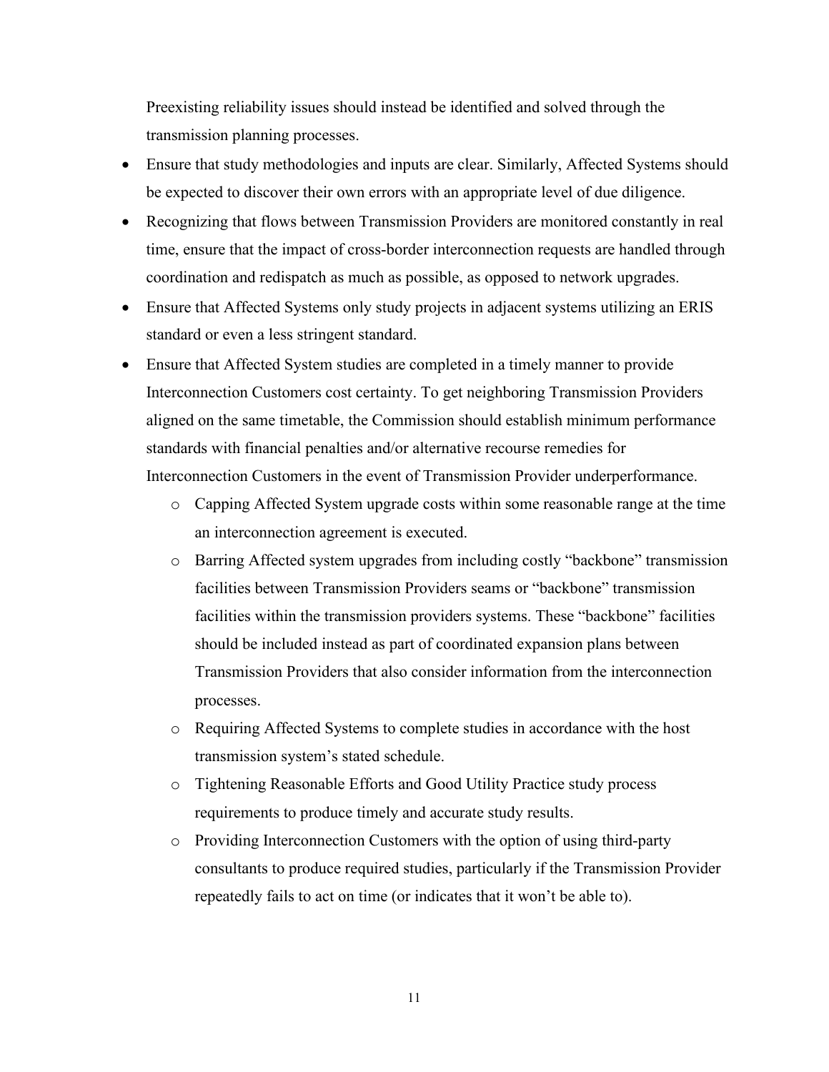Preexisting reliability issues should instead be identified and solved through the transmission planning processes.

- Ensure that study methodologies and inputs are clear. Similarly, Affected Systems should be expected to discover their own errors with an appropriate level of due diligence.
- Recognizing that flows between Transmission Providers are monitored constantly in real time, ensure that the impact of cross-border interconnection requests are handled through coordination and redispatch as much as possible, as opposed to network upgrades.
- Ensure that Affected Systems only study projects in adjacent systems utilizing an ERIS standard or even a less stringent standard.
- Ensure that Affected System studies are completed in a timely manner to provide Interconnection Customers cost certainty. To get neighboring Transmission Providers aligned on the same timetable, the Commission should establish minimum performance standards with financial penalties and/or alternative recourse remedies for Interconnection Customers in the event of Transmission Provider underperformance.
  - Capping Affected System upgrade costs within some reasonable range at the time an interconnection agreement is executed.
  - Barring Affected system upgrades from including costly "backbone" transmission facilities between Transmission Providers seams or "backbone" transmission facilities within the transmission providers systems. These "backbone" facilities should be included instead as part of coordinated expansion plans between Transmission Providers that also consider information from the interconnection processes.
  - Requiring Affected Systems to complete studies in accordance with the host transmission system's stated schedule.
  - Tightening Reasonable Efforts and Good Utility Practice study process requirements to produce timely and accurate study results.
  - Providing Interconnection Customers with the option of using third-party consultants to produce required studies, particularly if the Transmission Provider repeatedly fails to act on time (or indicates that it won't be able to).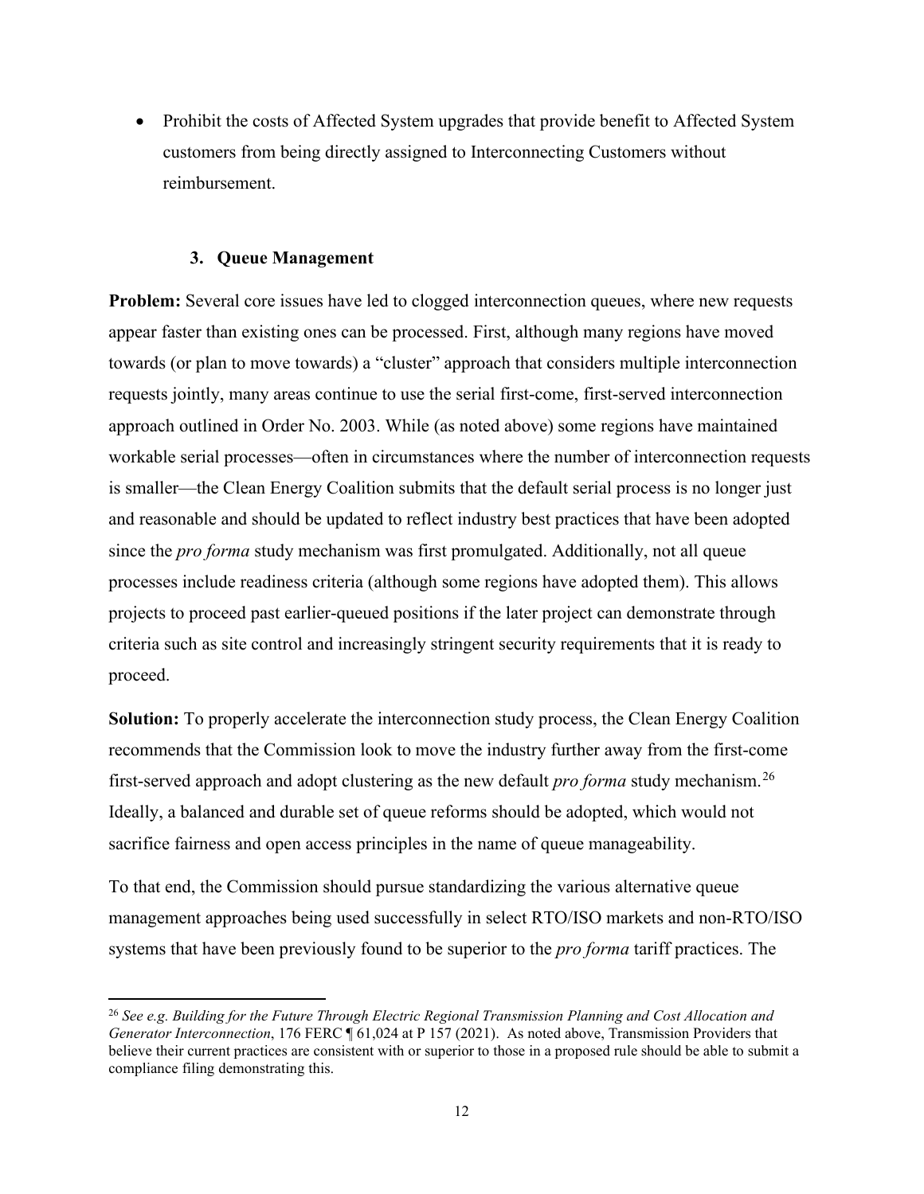- Prohibit the costs of Affected System upgrades that provide benefit to Affected System customers from being directly assigned to Interconnecting Customers without reimbursement.

### 3. Queue Management

**Problem:** Several core issues have led to clogged interconnection queues, where new requests appear faster than existing ones can be processed. First, although many regions have moved towards (or plan to move towards) a "cluster" approach that considers multiple interconnection requests jointly, many areas continue to use the serial first-come, first-served interconnection approach outlined in Order No. 2003. While (as noted above) some regions have maintained workable serial processes—often in circumstances where the number of interconnection requests is smaller—the Clean Energy Coalition submits that the default serial process is no longer just and reasonable and should be updated to reflect industry best practices that have been adopted since the *pro forma* study mechanism was first promulgated. Additionally, not all queue processes include readiness criteria (although some regions have adopted them). This allows projects to proceed past earlier-queued positions if the later project can demonstrate through criteria such as site control and increasingly stringent security requirements that it is ready to proceed.

**Solution:** To properly accelerate the interconnection study process, the Clean Energy Coalition recommends that the Commission look to move the industry further away from the first-come first-served approach and adopt clustering as the new default *pro forma* study mechanism.[26] Ideally, a balanced and durable set of queue reforms should be adopted, which would not sacrifice fairness and open access principles in the name of queue manageability.

To that end, the Commission should pursue standardizing the various alternative queue management approaches being used successfully in select RTO/ISO markets and non-RTO/ISO systems that have been previously found to be superior to the *pro forma* tariff practices. The

[26] *See e.g. Building for the Future Through Electric Regional Transmission Planning and Cost Allocation and Generator Interconnection*, 176 FERC ¶ 61,024 at P 157 (2021). As noted above, Transmission Providers that believe their current practices are consistent with or superior to those in a proposed rule should be able to submit a compliance filing demonstrating this.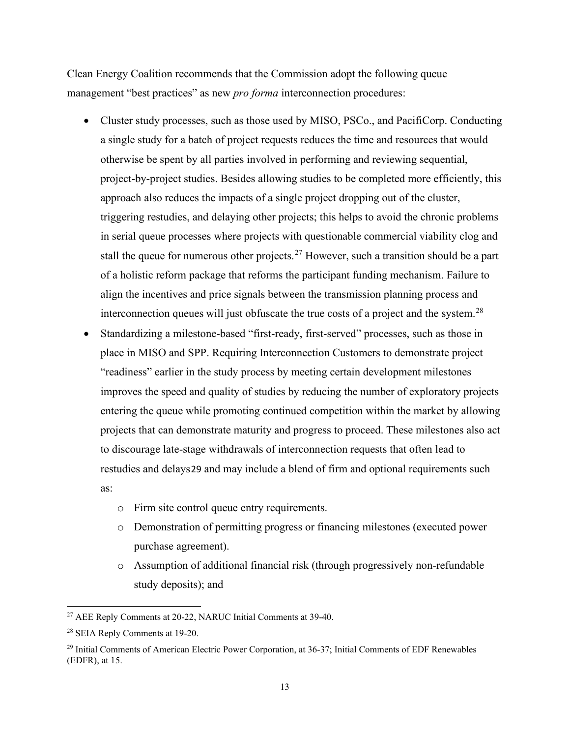Clean Energy Coalition recommends that the Commission adopt the following queue management "best practices" as new *pro forma* interconnection procedures:

- Cluster study processes, such as those used by MISO, PSCo., and PacifiCorp. Conducting a single study for a batch of project requests reduces the time and resources that would otherwise be spent by all parties involved in performing and reviewing sequential, project-by-project studies. Besides allowing studies to be completed more efficiently, this approach also reduces the impacts of a single project dropping out of the cluster, triggering restudies, and delaying other projects; this helps to avoid the chronic problems in serial queue processes where projects with questionable commercial viability clog and stall the queue for numerous other projects.[27] However, such a transition should be a part of a holistic reform package that reforms the participant funding mechanism. Failure to align the incentives and price signals between the transmission planning process and interconnection queues will just obfuscate the true costs of a project and the system.[28]
- Standardizing a milestone-based "first-ready, first-served" processes, such as those in place in MISO and SPP. Requiring Interconnection Customers to demonstrate project "readiness" earlier in the study process by meeting certain development milestones improves the speed and quality of studies by reducing the number of exploratory projects entering the queue while promoting continued competition within the market by allowing projects that can demonstrate maturity and progress to proceed. These milestones also act to discourage late-stage withdrawals of interconnection requests that often lead to restudies and delays29 and may include a blend of firm and optional requirements such as:
    - Firm site control queue entry requirements.
    - Demonstration of permitting progress or financing milestones (executed power purchase agreement).
    - Assumption of additional financial risk (through progressively non-refundable study deposits); and

[27] AEE Reply Comments at 20-22, NARUC Initial Comments at 39-40.

[28] SEIA Reply Comments at 19-20.

[29] Initial Comments of American Electric Power Corporation, at 36-37; Initial Comments of EDF Renewables (EDFR), at 15.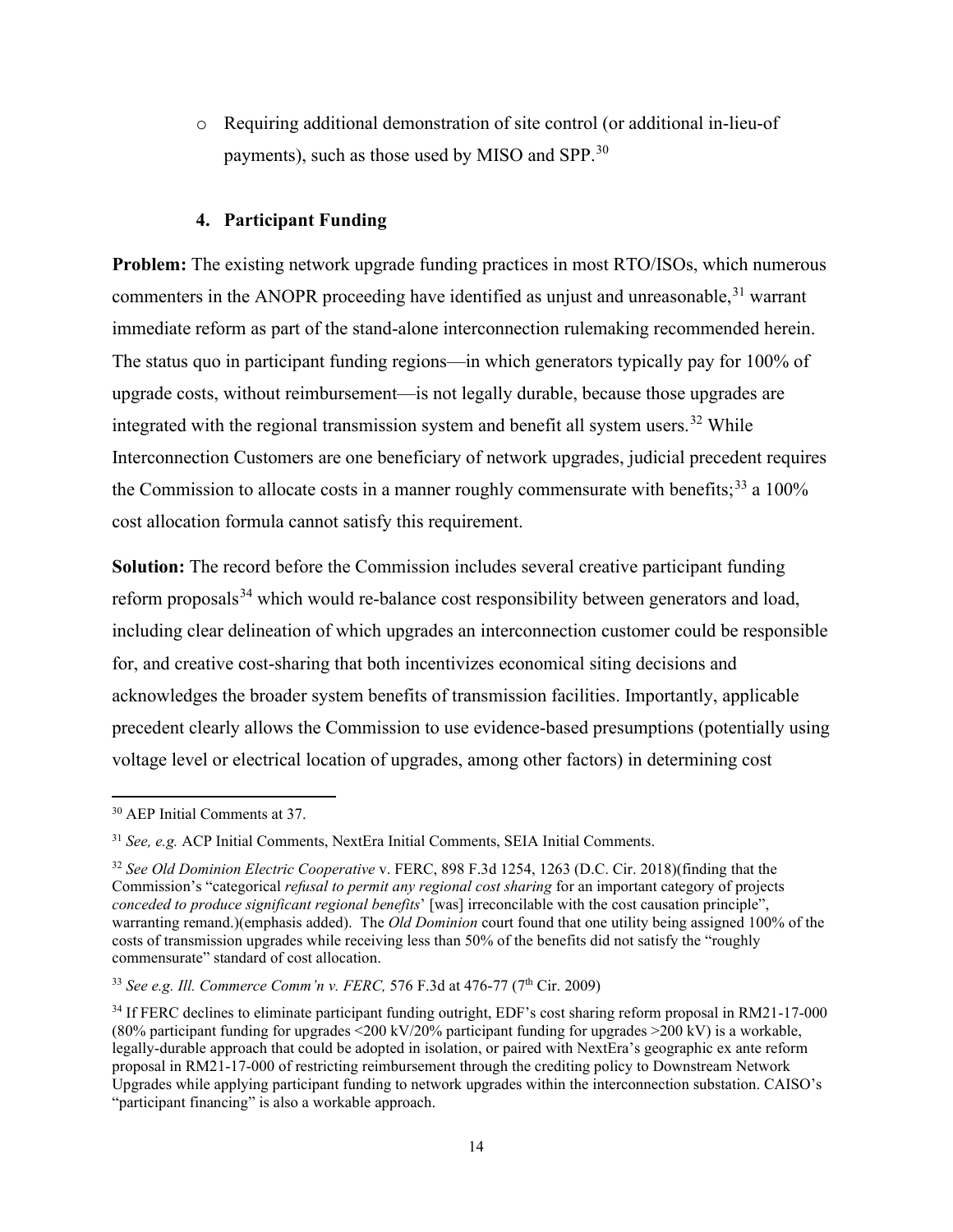- Requiring additional demonstration of site control (or additional in-lieu-of payments), such as those used by MISO and SPP.[30]

#### 4. Participant Funding

**Problem:** The existing network upgrade funding practices in most RTO/ISOs, which numerous commenters in the ANOPR proceeding have identified as unjust and unreasonable,[31] warrant immediate reform as part of the stand-alone interconnection rulemaking recommended herein. The status quo in participant funding regions—in which generators typically pay for 100% of upgrade costs, without reimbursement—is not legally durable, because those upgrades are integrated with the regional transmission system and benefit all system users.[32] While Interconnection Customers are one beneficiary of network upgrades, judicial precedent requires the Commission to allocate costs in a manner roughly commensurate with benefits;[33] a 100% cost allocation formula cannot satisfy this requirement.

**Solution:** The record before the Commission includes several creative participant funding reform proposals[34] which would re-balance cost responsibility between generators and load, including clear delineation of which upgrades an interconnection customer could be responsible for, and creative cost-sharing that both incentivizes economical siting decisions and acknowledges the broader system benefits of transmission facilities. Importantly, applicable precedent clearly allows the Commission to use evidence-based presumptions (potentially using voltage level or electrical location of upgrades, among other factors) in determining cost

---

[30] AEP Initial Comments at 37.

[31] *See, e.g.* ACP Initial Comments, NextEra Initial Comments, SEIA Initial Comments.

[32] *See Old Dominion Electric Cooperative* v. FERC, 898 F.3d 1254, 1263 (D.C. Cir. 2018)(finding that the Commission's "categorical *refusal to permit any regional cost sharing* for an important category of projects *conceded to produce significant regional benefits*' [was] irreconcilable with the cost causation principle", warranting remand.)(emphasis added). The *Old Dominion* court found that one utility being assigned 100% of the costs of transmission upgrades while receiving less than 50% of the benefits did not satisfy the "roughly commensurate" standard of cost allocation.

[33] *See e.g. Ill. Commerce Comm'n v. FERC,* 576 F.3d at 476-77 (7th Cir. 2009)

[34] If FERC declines to eliminate participant funding outright, EDF's cost sharing reform proposal in RM21-17-000 (80% participant funding for upgrades <200 kV/20% participant funding for upgrades >200 kV) is a workable, legally-durable approach that could be adopted in isolation, or paired with NextEra's geographic ex ante reform proposal in RM21-17-000 of restricting reimbursement through the crediting policy to Downstream Network Upgrades while applying participant funding to network upgrades within the interconnection substation. CAISO's "participant financing" is also a workable approach.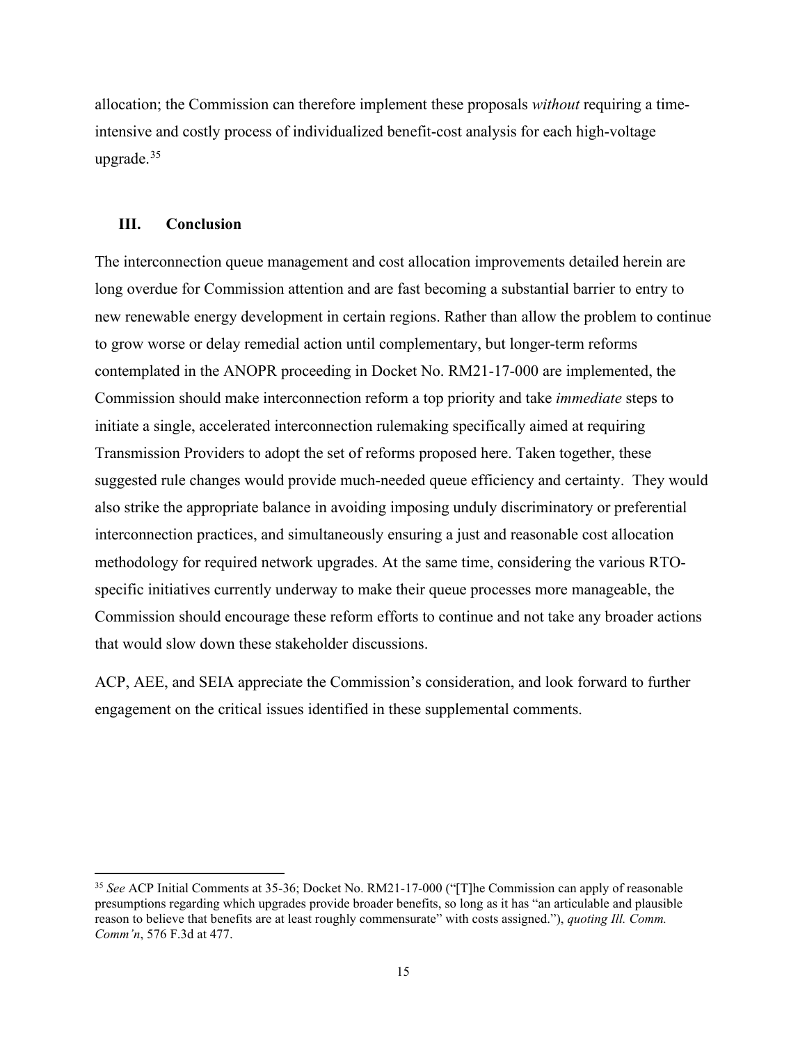allocation; the Commission can therefore implement these proposals *without* requiring a time-intensive and costly process of individualized benefit-cost analysis for each high-voltage upgrade.[35]

## III. Conclusion

The interconnection queue management and cost allocation improvements detailed herein are long overdue for Commission attention and are fast becoming a substantial barrier to entry to new renewable energy development in certain regions. Rather than allow the problem to continue to grow worse or delay remedial action until complementary, but longer-term reforms contemplated in the ANOPR proceeding in Docket No. RM21-17-000 are implemented, the Commission should make interconnection reform a top priority and take *immediate* steps to initiate a single, accelerated interconnection rulemaking specifically aimed at requiring Transmission Providers to adopt the set of reforms proposed here. Taken together, these suggested rule changes would provide much-needed queue efficiency and certainty. They would also strike the appropriate balance in avoiding imposing unduly discriminatory or preferential interconnection practices, and simultaneously ensuring a just and reasonable cost allocation methodology for required network upgrades. At the same time, considering the various RTO-specific initiatives currently underway to make their queue processes more manageable, the Commission should encourage these reform efforts to continue and not take any broader actions that would slow down these stakeholder discussions.

ACP, AEE, and SEIA appreciate the Commission's consideration, and look forward to further engagement on the critical issues identified in these supplemental comments.

---

[35] *See* ACP Initial Comments at 35-36; Docket No. RM21-17-000 ("[T]he Commission can apply of reasonable presumptions regarding which upgrades provide broader benefits, so long as it has "an articulable and plausible reason to believe that benefits are at least roughly commensurate" with costs assigned."), *quoting Ill. Comm. Comm'n*, 576 F.3d at 477.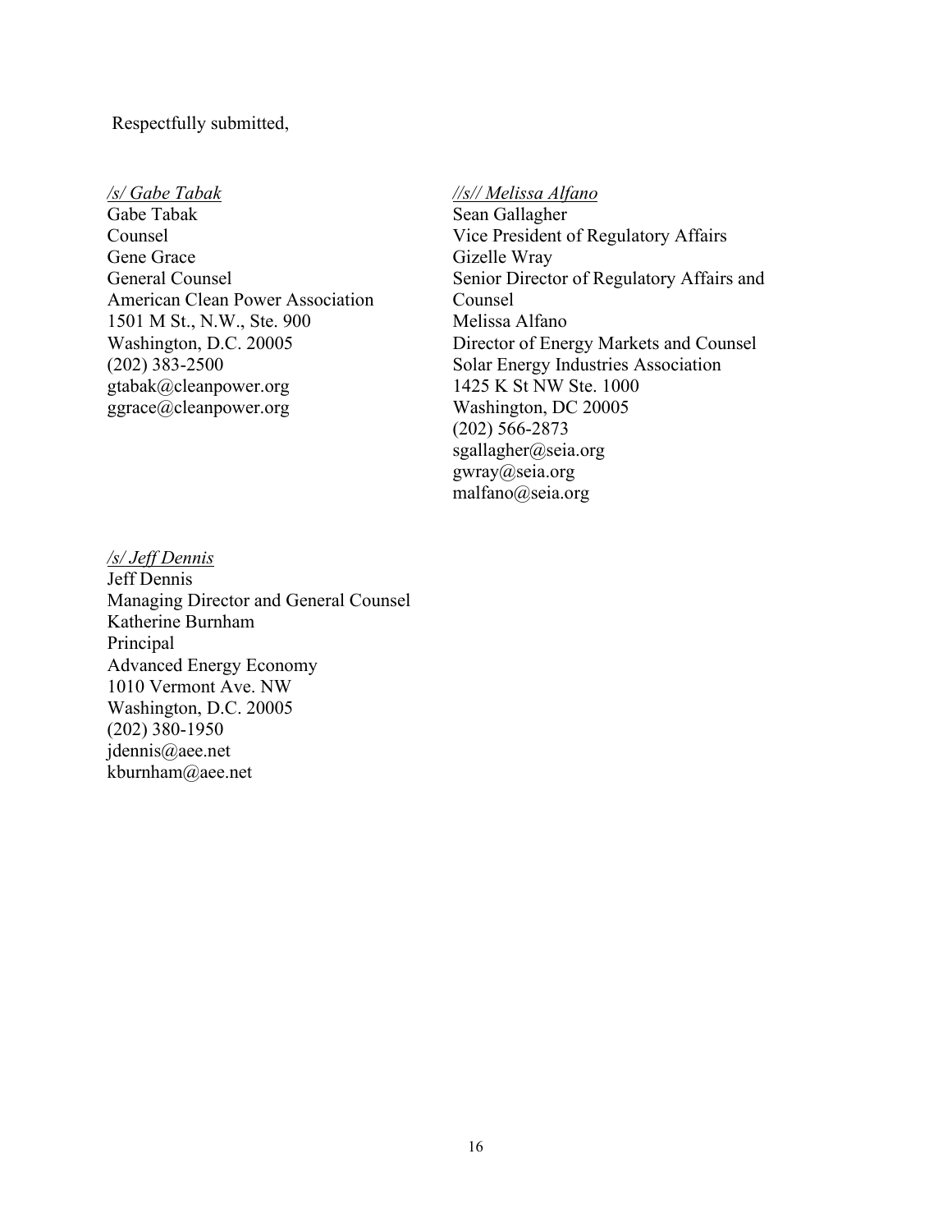Respectfully submitted,

*/s/ Gabe Tabak*
Gabe Tabak
Counsel
Gene Grace
General Counsel
American Clean Power Association
1501 M St., N.W., Ste. 900
Washington, D.C. 20005
(202) 383-2500
gtabak@cleanpower.org
ggrace@cleanpower.org

*//s// Melissa Alfano*
Sean Gallagher
Vice President of Regulatory Affairs
Gizelle Wray
Senior Director of Regulatory Affairs and Counsel
Melissa Alfano
Director of Energy Markets and Counsel
Solar Energy Industries Association
1425 K St NW Ste. 1000
Washington, DC 20005
(202) 566-2873
sgallagher@seia.org
gwray@seia.org
malfano@seia.org

*/s/ Jeff Dennis*
Jeff Dennis
Managing Director and General Counsel
Katherine Burnham
Principal
Advanced Energy Economy
1010 Vermont Ave. NW
Washington, D.C. 20005
(202) 380-1950
jdennis@aee.net
kburnham@aee.net